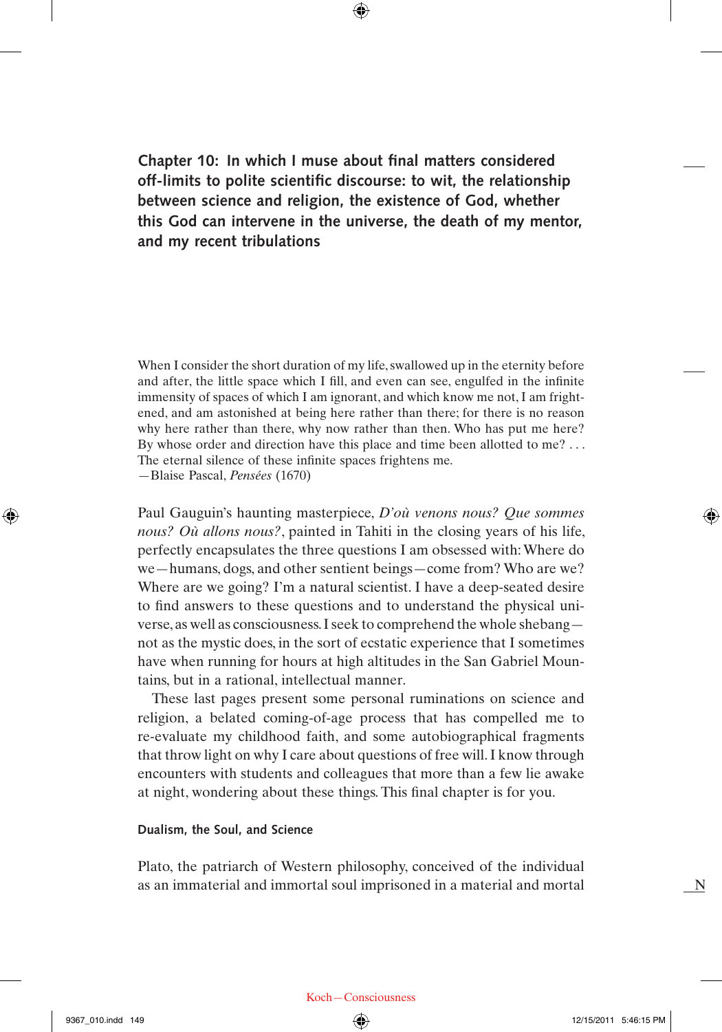# Chapter 10: In which I muse about final matters considered off-limits to polite scientific discourse: to wit, the relationship between science and religion, the existence of God, whether this God can intervene in the universe, the death of my mentor, and my recent tribulations

When I consider the short duration of my life, swallowed up in the eternity before and after, the little space which I fill, and even can see, engulfed in the infinite immensity of spaces of which I am ignorant, and which know me not, I am frightened, and am astonished at being here rather than there; for there is no reason why here rather than there, why now rather than then. Who has put me here? By whose order and direction have this place and time been allotted to me? . . . The eternal silence of these infinite spaces frightens me.
—Blaise Pascal, *Pensées* (1670)

Paul Gauguin's haunting masterpiece, *D'où venons nous? Que sommes nous? Où allons nous?*, painted in Tahiti in the closing years of his life, perfectly encapsulates the three questions I am obsessed with: Where do we—humans, dogs, and other sentient beings—come from? Who are we? Where are we going? I'm a natural scientist. I have a deep-seated desire to find answers to these questions and to understand the physical universe, as well as consciousness. I seek to comprehend the whole shebang—not as the mystic does, in the sort of ecstatic experience that I sometimes have when running for hours at high altitudes in the San Gabriel Mountains, but in a rational, intellectual manner.

These last pages present some personal ruminations on science and religion, a belated coming-of-age process that has compelled me to re-evaluate my childhood faith, and some autobiographical fragments that throw light on why I care about questions of free will. I know through encounters with students and colleagues that more than a few lie awake at night, wondering about these things. This final chapter is for you.

## Dualism, the Soul, and Science

Plato, the patriarch of Western philosophy, conceived of the individual as an immaterial and immortal soul imprisoned in a material and mortal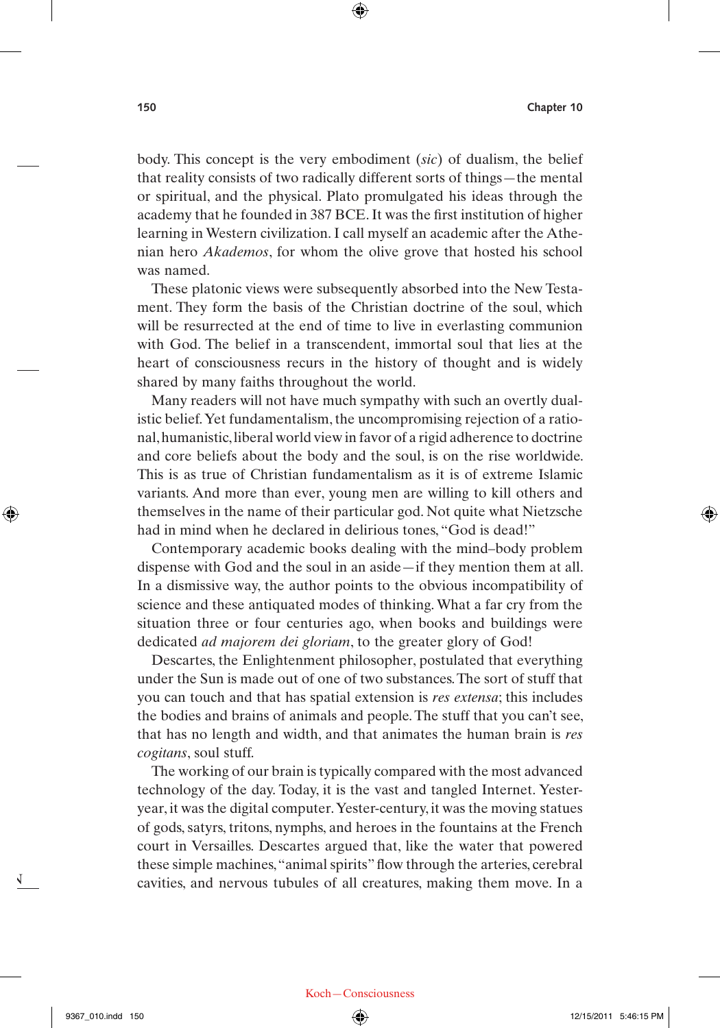body. This concept is the very embodiment (*sic*) of dualism, the belief that reality consists of two radically different sorts of things—the mental or spiritual, and the physical. Plato promulgated his ideas through the academy that he founded in 387 BCE. It was the first institution of higher learning in Western civilization. I call myself an academic after the Athenian hero *Akademos*, for whom the olive grove that hosted his school was named.

These platonic views were subsequently absorbed into the New Testament. They form the basis of the Christian doctrine of the soul, which will be resurrected at the end of time to live in everlasting communion with God. The belief in a transcendent, immortal soul that lies at the heart of consciousness recurs in the history of thought and is widely shared by many faiths throughout the world.

Many readers will not have much sympathy with such an overtly dualistic belief. Yet fundamentalism, the uncompromising rejection of a rational, humanistic, liberal world view in favor of a rigid adherence to doctrine and core beliefs about the body and the soul, is on the rise worldwide. This is as true of Christian fundamentalism as it is of extreme Islamic variants. And more than ever, young men are willing to kill others and themselves in the name of their particular god. Not quite what Nietzsche had in mind when he declared in delirious tones, "God is dead!"

Contemporary academic books dealing with the mind–body problem dispense with God and the soul in an aside—if they mention them at all. In a dismissive way, the author points to the obvious incompatibility of science and these antiquated modes of thinking. What a far cry from the situation three or four centuries ago, when books and buildings were dedicated *ad majorem dei gloriam*, to the greater glory of God!

Descartes, the Enlightenment philosopher, postulated that everything under the Sun is made out of one of two substances. The sort of stuff that you can touch and that has spatial extension is *res extensa*; this includes the bodies and brains of animals and people. The stuff that you can't see, that has no length and width, and that animates the human brain is *res cogitans*, soul stuff.

The working of our brain is typically compared with the most advanced technology of the day. Today, it is the vast and tangled Internet. Yesteryear, it was the digital computer. Yester-century, it was the moving statues of gods, satyrs, tritons, nymphs, and heroes in the fountains at the French court in Versailles. Descartes argued that, like the water that powered these simple machines, "animal spirits" flow through the arteries, cerebral cavities, and nervous tubules of all creatures, making them move. In a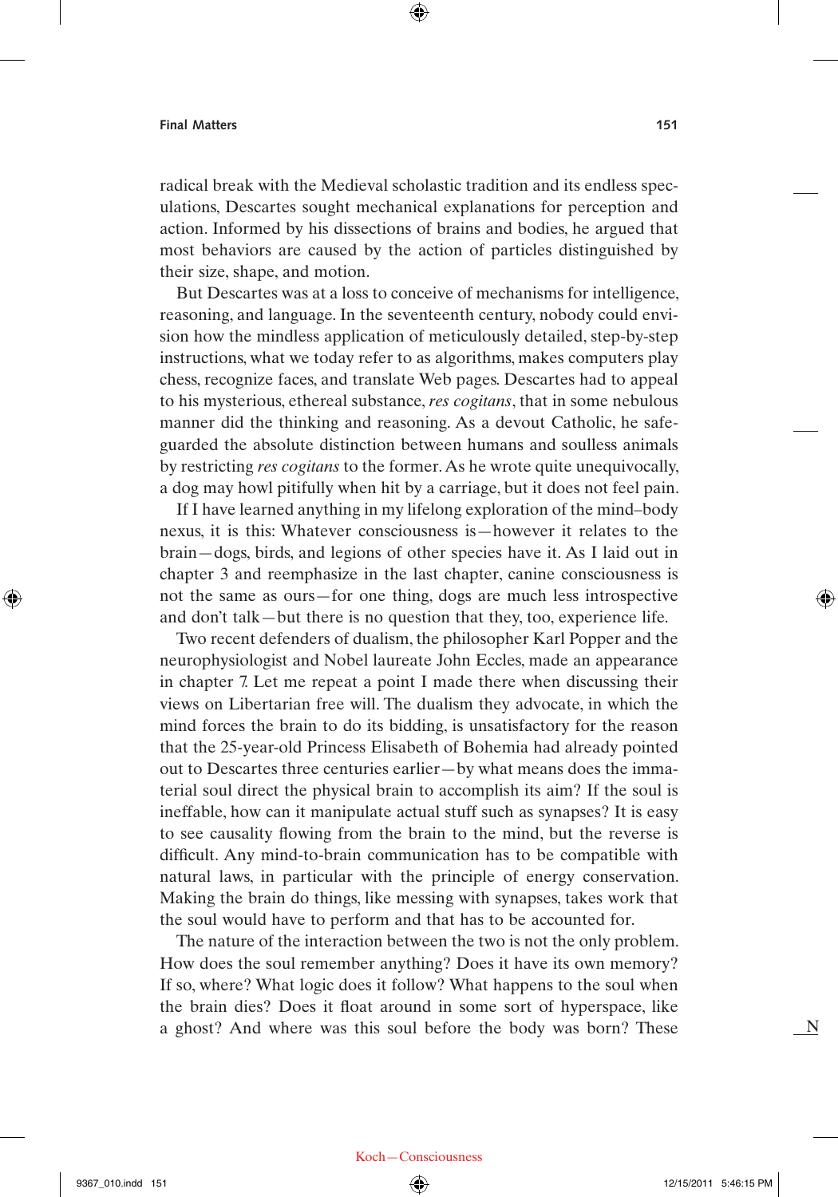radical break with the Medieval scholastic tradition and its endless speculations, Descartes sought mechanical explanations for perception and action. Informed by his dissections of brains and bodies, he argued that most behaviors are caused by the action of particles distinguished by their size, shape, and motion.

But Descartes was at a loss to conceive of mechanisms for intelligence, reasoning, and language. In the seventeenth century, nobody could envision how the mindless application of meticulously detailed, step-by-step instructions, what we today refer to as algorithms, makes computers play chess, recognize faces, and translate Web pages. Descartes had to appeal to his mysterious, ethereal substance, *res cogitans*, that in some nebulous manner did the thinking and reasoning. As a devout Catholic, he safeguarded the absolute distinction between humans and soulless animals by restricting *res cogitans* to the former. As he wrote quite unequivocally, a dog may howl pitifully when hit by a carriage, but it does not feel pain.

If I have learned anything in my lifelong exploration of the mind–body nexus, it is this: Whatever consciousness is—however it relates to the brain—dogs, birds, and legions of other species have it. As I laid out in chapter 3 and reemphasize in the last chapter, canine consciousness is not the same as ours—for one thing, dogs are much less introspective and don't talk—but there is no question that they, too, experience life.

Two recent defenders of dualism, the philosopher Karl Popper and the neurophysiologist and Nobel laureate John Eccles, made an appearance in chapter 7. Let me repeat a point I made there when discussing their views on Libertarian free will. The dualism they advocate, in which the mind forces the brain to do its bidding, is unsatisfactory for the reason that the 25-year-old Princess Elisabeth of Bohemia had already pointed out to Descartes three centuries earlier—by what means does the immaterial soul direct the physical brain to accomplish its aim? If the soul is ineffable, how can it manipulate actual stuff such as synapses? It is easy to see causality flowing from the brain to the mind, but the reverse is difficult. Any mind-to-brain communication has to be compatible with natural laws, in particular with the principle of energy conservation. Making the brain do things, like messing with synapses, takes work that the soul would have to perform and that has to be accounted for.

The nature of the interaction between the two is not the only problem. How does the soul remember anything? Does it have its own memory? If so, where? What logic does it follow? What happens to the soul when the brain dies? Does it float around in some sort of hyperspace, like a ghost? And where was this soul before the body was born? These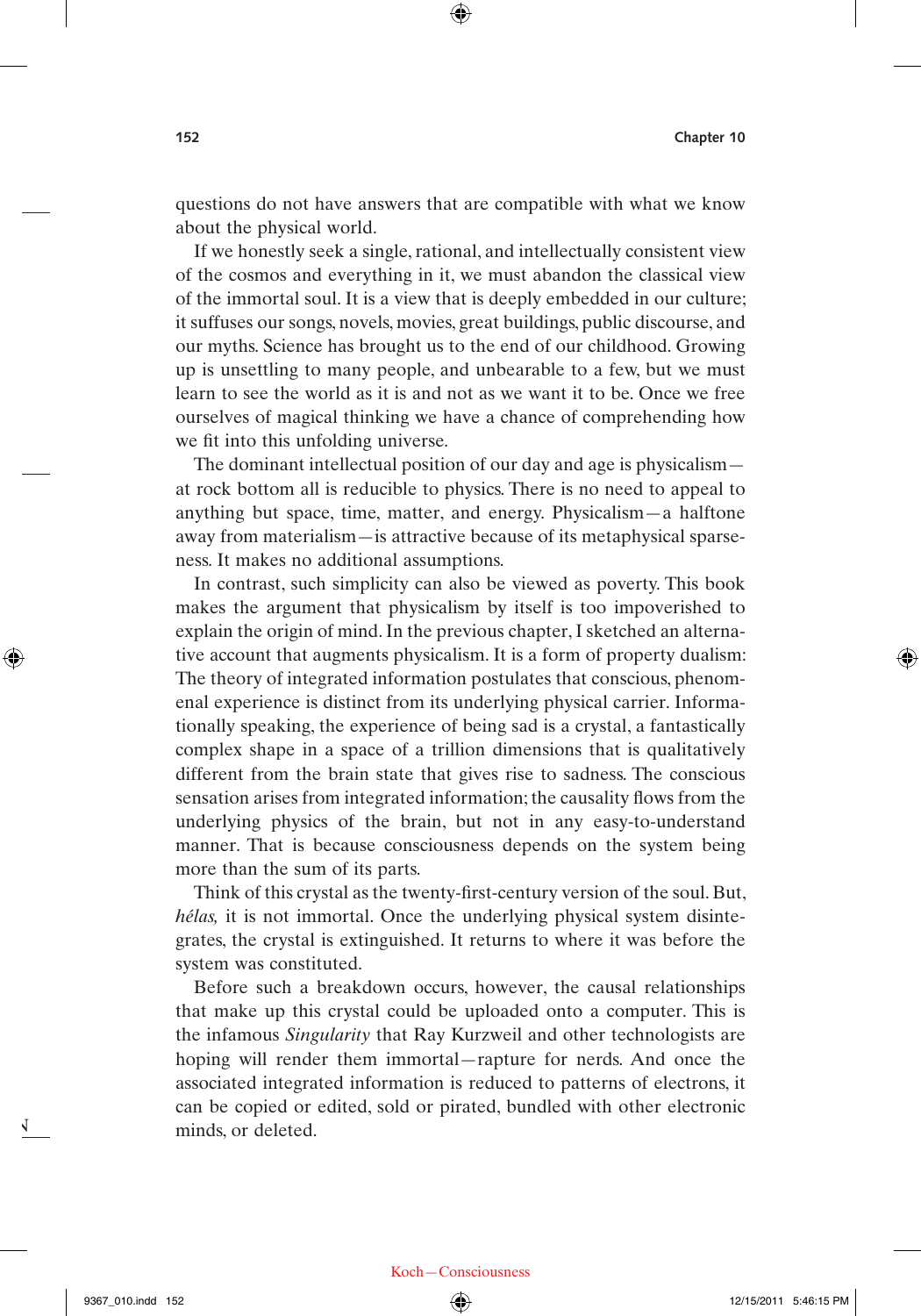questions do not have answers that are compatible with what we know about the physical world.

If we honestly seek a single, rational, and intellectually consistent view of the cosmos and everything in it, we must abandon the classical view of the immortal soul. It is a view that is deeply embedded in our culture; it suffuses our songs, novels, movies, great buildings, public discourse, and our myths. Science has brought us to the end of our childhood. Growing up is unsettling to many people, and unbearable to a few, but we must learn to see the world as it is and not as we want it to be. Once we free ourselves of magical thinking we have a chance of comprehending how we fit into this unfolding universe.

The dominant intellectual position of our day and age is physicalism—at rock bottom all is reducible to physics. There is no need to appeal to anything but space, time, matter, and energy. Physicalism—a halftone away from materialism—is attractive because of its metaphysical sparseness. It makes no additional assumptions.

In contrast, such simplicity can also be viewed as poverty. This book makes the argument that physicalism by itself is too impoverished to explain the origin of mind. In the previous chapter, I sketched an alternative account that augments physicalism. It is a form of property dualism: The theory of integrated information postulates that conscious, phenomenal experience is distinct from its underlying physical carrier. Informationally speaking, the experience of being sad is a crystal, a fantastically complex shape in a space of a trillion dimensions that is qualitatively different from the brain state that gives rise to sadness. The conscious sensation arises from integrated information; the causality flows from the underlying physics of the brain, but not in any easy-to-understand manner. That is because consciousness depends on the system being more than the sum of its parts.

Think of this crystal as the twenty-first-century version of the soul. But, *hélas,* it is not immortal. Once the underlying physical system disintegrates, the crystal is extinguished. It returns to where it was before the system was constituted.

Before such a breakdown occurs, however, the causal relationships that make up this crystal could be uploaded onto a computer. This is the infamous *Singularity* that Ray Kurzweil and other technologists are hoping will render them immortal—rapture for nerds. And once the associated integrated information is reduced to patterns of electrons, it can be copied or edited, sold or pirated, bundled with other electronic minds, or deleted.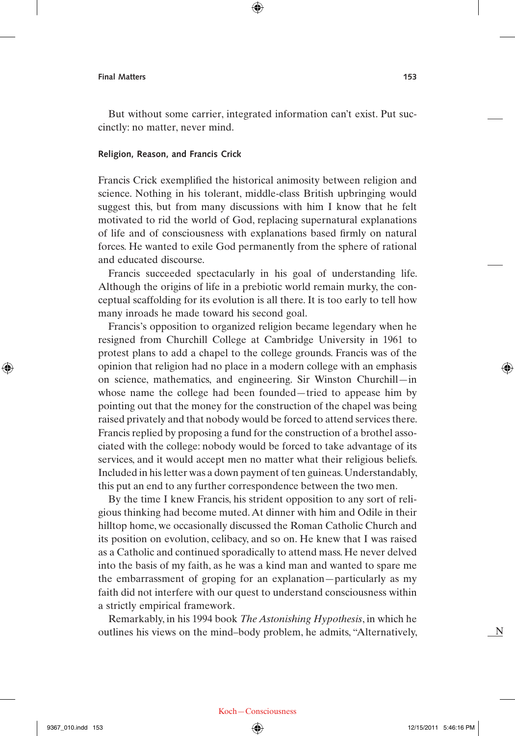But without some carrier, integrated information can't exist. Put succinctly: no matter, never mind.

### Religion, Reason, and Francis Crick

Francis Crick exemplified the historical animosity between religion and science. Nothing in his tolerant, middle-class British upbringing would suggest this, but from many discussions with him I know that he felt motivated to rid the world of God, replacing supernatural explanations of life and of consciousness with explanations based firmly on natural forces. He wanted to exile God permanently from the sphere of rational and educated discourse.

Francis succeeded spectacularly in his goal of understanding life. Although the origins of life in a prebiotic world remain murky, the conceptual scaffolding for its evolution is all there. It is too early to tell how many inroads he made toward his second goal.

Francis's opposition to organized religion became legendary when he resigned from Churchill College at Cambridge University in 1961 to protest plans to add a chapel to the college grounds. Francis was of the opinion that religion had no place in a modern college with an emphasis on science, mathematics, and engineering. Sir Winston Churchill—in whose name the college had been founded—tried to appease him by pointing out that the money for the construction of the chapel was being raised privately and that nobody would be forced to attend services there. Francis replied by proposing a fund for the construction of a brothel associated with the college: nobody would be forced to take advantage of its services, and it would accept men no matter what their religious beliefs. Included in his letter was a down payment of ten guineas. Understandably, this put an end to any further correspondence between the two men.

By the time I knew Francis, his strident opposition to any sort of religious thinking had become muted. At dinner with him and Odile in their hilltop home, we occasionally discussed the Roman Catholic Church and its position on evolution, celibacy, and so on. He knew that I was raised as a Catholic and continued sporadically to attend mass. He never delved into the basis of my faith, as he was a kind man and wanted to spare me the embarrassment of groping for an explanation—particularly as my faith did not interfere with our quest to understand consciousness within a strictly empirical framework.

Remarkably, in his 1994 book *The Astonishing Hypothesis*, in which he outlines his views on the mind–body problem, he admits, "Alternatively,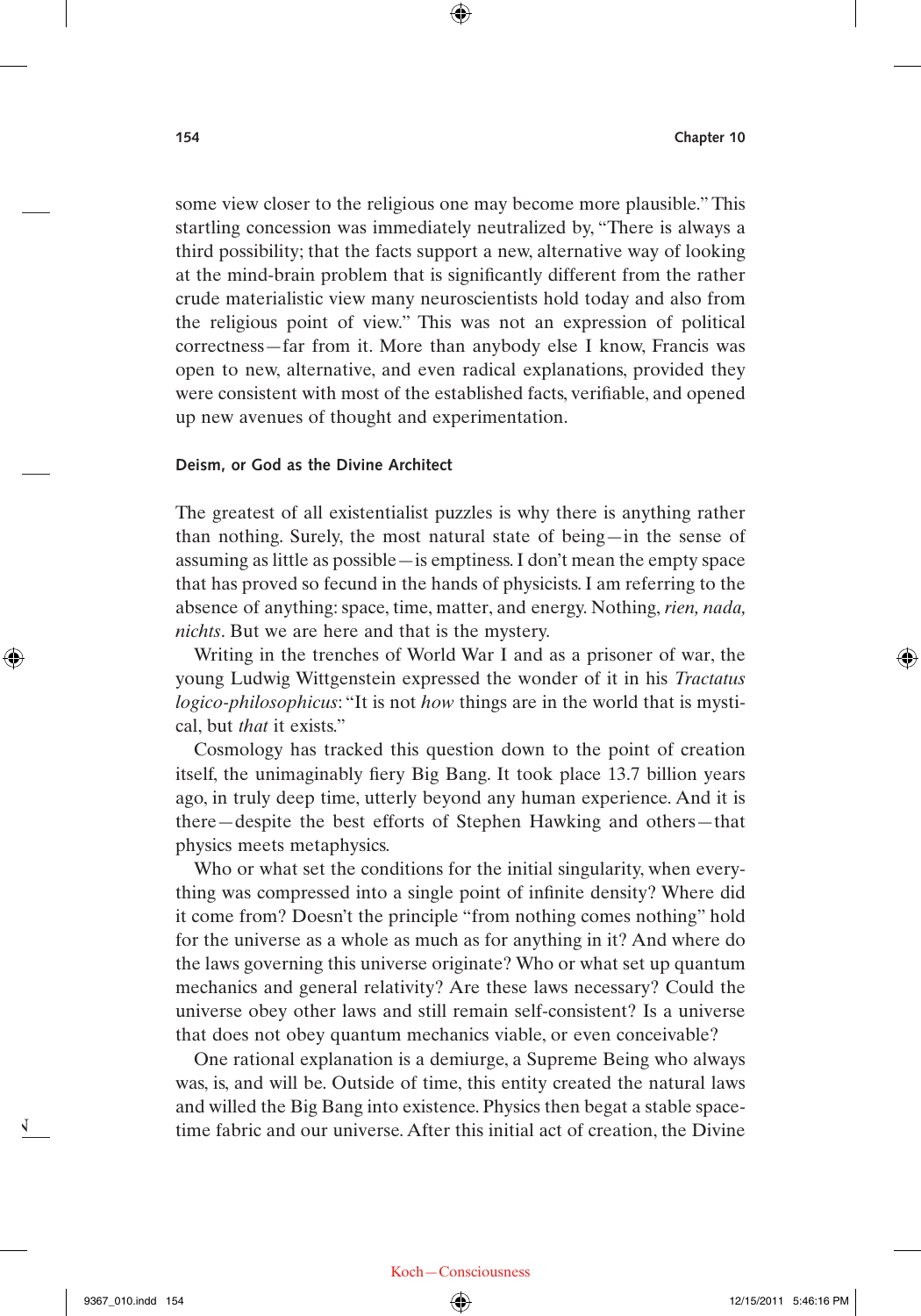some view closer to the religious one may become more plausible." This startling concession was immediately neutralized by, "There is always a third possibility; that the facts support a new, alternative way of looking at the mind-brain problem that is significantly different from the rather crude materialistic view many neuroscientists hold today and also from the religious point of view." This was not an expression of political correctness—far from it. More than anybody else I know, Francis was open to new, alternative, and even radical explanations, provided they were consistent with most of the established facts, verifiable, and opened up new avenues of thought and experimentation.

### Deism, or God as the Divine Architect

The greatest of all existentialist puzzles is why there is anything rather than nothing. Surely, the most natural state of being—in the sense of assuming as little as possible—is emptiness. I don't mean the empty space that has proved so fecund in the hands of physicists. I am referring to the absence of anything: space, time, matter, and energy. Nothing, *rien, nada, nichts*. But we are here and that is the mystery.

Writing in the trenches of World War I and as a prisoner of war, the young Ludwig Wittgenstein expressed the wonder of it in his *Tractatus logico-philosophicus*: "It is not *how* things are in the world that is mystical, but *that* it exists."

Cosmology has tracked this question down to the point of creation itself, the unimaginably fiery Big Bang. It took place 13.7 billion years ago, in truly deep time, utterly beyond any human experience. And it is there—despite the best efforts of Stephen Hawking and others—that physics meets metaphysics.

Who or what set the conditions for the initial singularity, when everything was compressed into a single point of infinite density? Where did it come from? Doesn't the principle "from nothing comes nothing" hold for the universe as a whole as much as for anything in it? And where do the laws governing this universe originate? Who or what set up quantum mechanics and general relativity? Are these laws necessary? Could the universe obey other laws and still remain self-consistent? Is a universe that does not obey quantum mechanics viable, or even conceivable?

One rational explanation is a demiurge, a Supreme Being who always was, is, and will be. Outside of time, this entity created the natural laws and willed the Big Bang into existence. Physics then begat a stable space-time fabric and our universe. After this initial act of creation, the Divine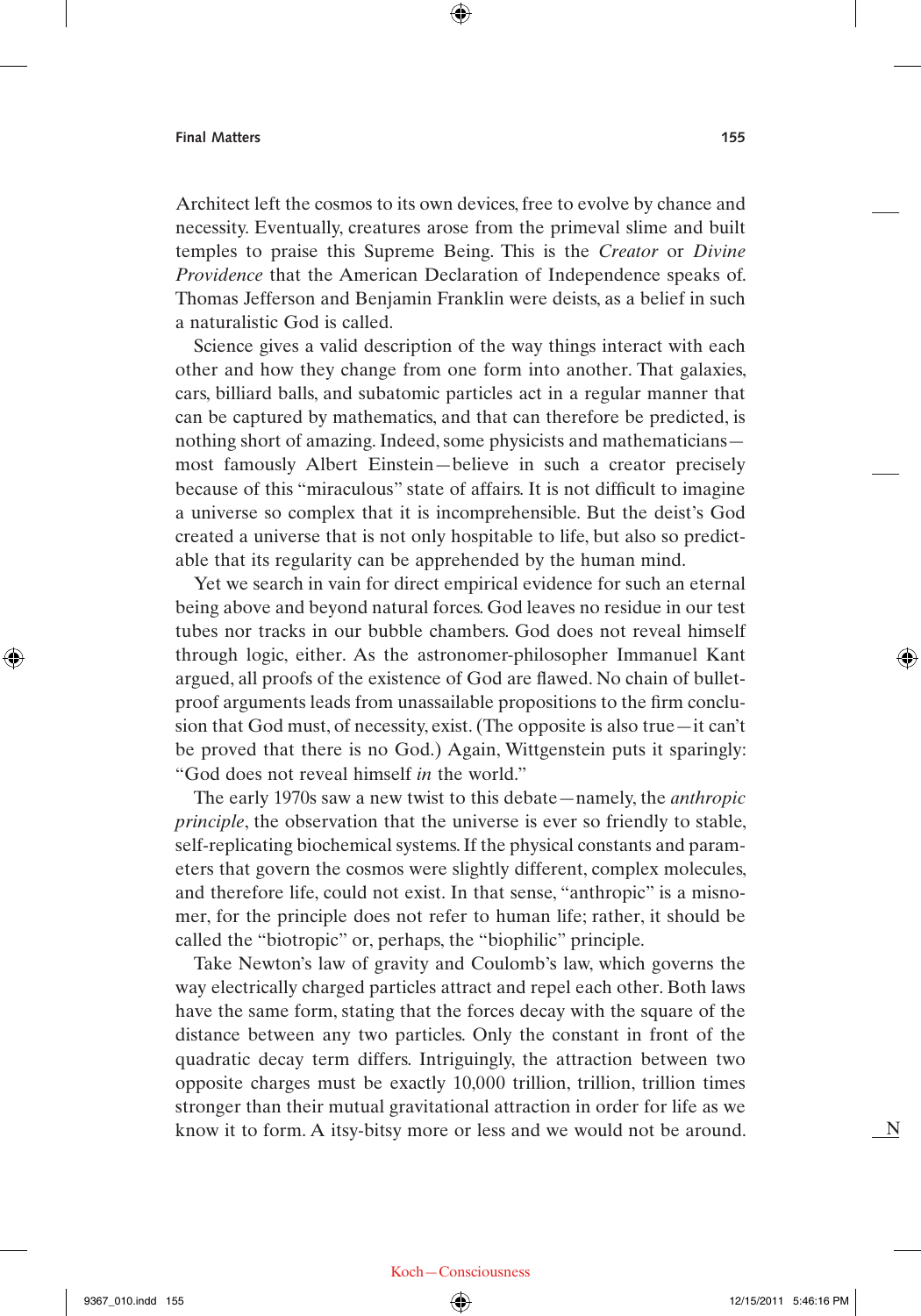Architect left the cosmos to its own devices, free to evolve by chance and necessity. Eventually, creatures arose from the primeval slime and built temples to praise this Supreme Being. This is the *Creator* or *Divine Providence* that the American Declaration of Independence speaks of. Thomas Jefferson and Benjamin Franklin were deists, as a belief in such a naturalistic God is called.

Science gives a valid description of the way things interact with each other and how they change from one form into another. That galaxies, cars, billiard balls, and subatomic particles act in a regular manner that can be captured by mathematics, and that can therefore be predicted, is nothing short of amazing. Indeed, some physicists and mathematicians—most famously Albert Einstein—believe in such a creator precisely because of this "miraculous" state of affairs. It is not difficult to imagine a universe so complex that it is incomprehensible. But the deist's God created a universe that is not only hospitable to life, but also so predictable that its regularity can be apprehended by the human mind.

Yet we search in vain for direct empirical evidence for such an eternal being above and beyond natural forces. God leaves no residue in our test tubes nor tracks in our bubble chambers. God does not reveal himself through logic, either. As the astronomer-philosopher Immanuel Kant argued, all proofs of the existence of God are flawed. No chain of bulletproof arguments leads from unassailable propositions to the firm conclusion that God must, of necessity, exist. (The opposite is also true—it can't be proved that there is no God.) Again, Wittgenstein puts it sparingly: "God does not reveal himself *in* the world."

The early 1970s saw a new twist to this debate—namely, the *anthropic principle*, the observation that the universe is ever so friendly to stable, self-replicating biochemical systems. If the physical constants and parameters that govern the cosmos were slightly different, complex molecules, and therefore life, could not exist. In that sense, "anthropic" is a misnomer, for the principle does not refer to human life; rather, it should be called the "biotropic" or, perhaps, the "biophilic" principle.

Take Newton's law of gravity and Coulomb's law, which governs the way electrically charged particles attract and repel each other. Both laws have the same form, stating that the forces decay with the square of the distance between any two particles. Only the constant in front of the quadratic decay term differs. Intriguingly, the attraction between two opposite charges must be exactly 10,000 trillion, trillion, trillion times stronger than their mutual gravitational attraction in order for life as we know it to form. A itsy-bitsy more or less and we would not be around.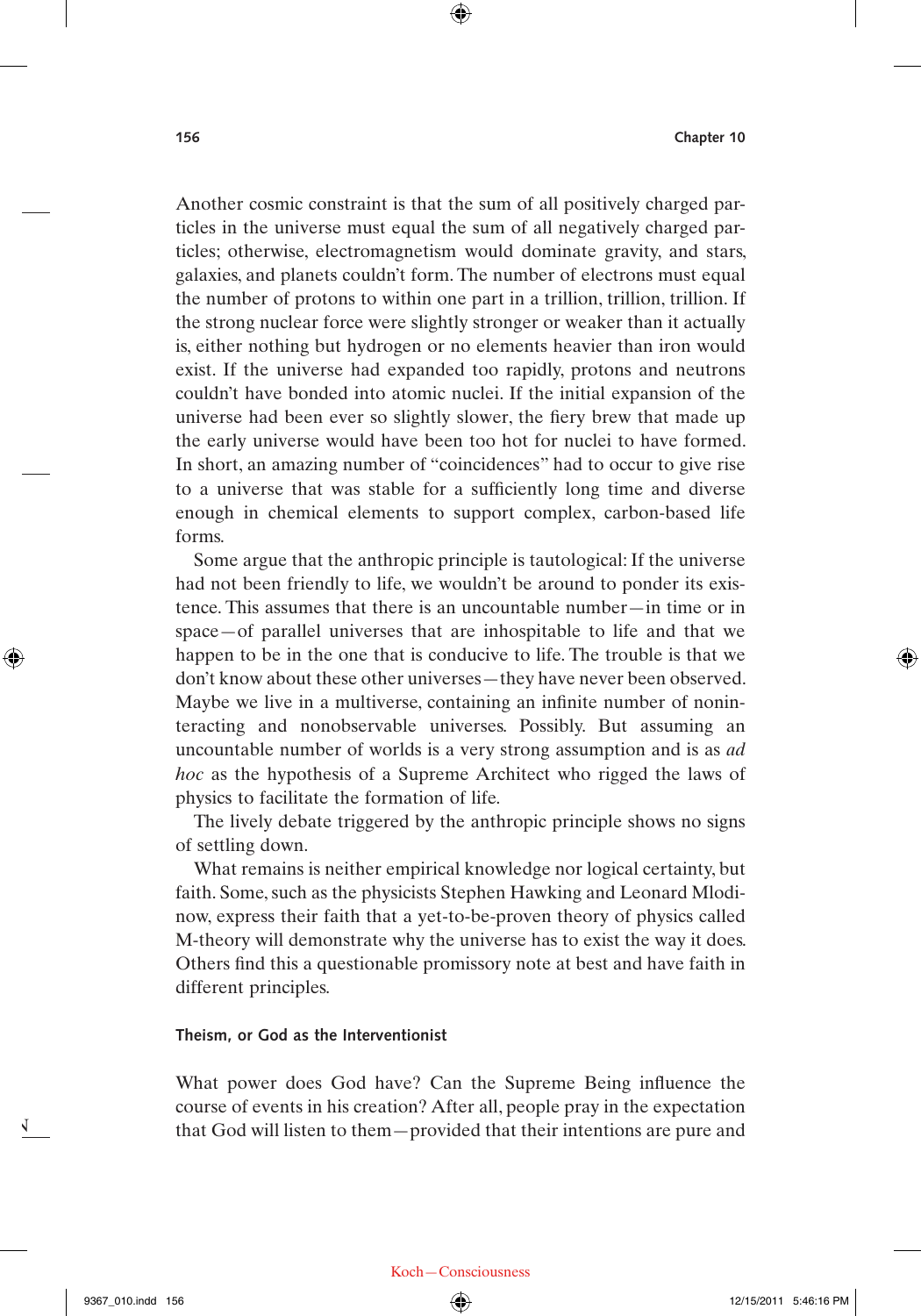Another cosmic constraint is that the sum of all positively charged particles in the universe must equal the sum of all negatively charged particles; otherwise, electromagnetism would dominate gravity, and stars, galaxies, and planets couldn't form. The number of electrons must equal the number of protons to within one part in a trillion, trillion, trillion. If the strong nuclear force were slightly stronger or weaker than it actually is, either nothing but hydrogen or no elements heavier than iron would exist. If the universe had expanded too rapidly, protons and neutrons couldn't have bonded into atomic nuclei. If the initial expansion of the universe had been ever so slightly slower, the fiery brew that made up the early universe would have been too hot for nuclei to have formed. In short, an amazing number of "coincidences" had to occur to give rise to a universe that was stable for a sufficiently long time and diverse enough in chemical elements to support complex, carbon-based life forms.

Some argue that the anthropic principle is tautological: If the universe had not been friendly to life, we wouldn't be around to ponder its existence. This assumes that there is an uncountable number—in time or in space—of parallel universes that are inhospitable to life and that we happen to be in the one that is conducive to life. The trouble is that we don't know about these other universes—they have never been observed. Maybe we live in a multiverse, containing an infinite number of noninteracting and nonobservable universes. Possibly. But assuming an uncountable number of worlds is a very strong assumption and is as *ad hoc* as the hypothesis of a Supreme Architect who rigged the laws of physics to facilitate the formation of life.

The lively debate triggered by the anthropic principle shows no signs of settling down.

What remains is neither empirical knowledge nor logical certainty, but faith. Some, such as the physicists Stephen Hawking and Leonard Mlodinow, express their faith that a yet-to-be-proven theory of physics called M-theory will demonstrate why the universe has to exist the way it does. Others find this a questionable promissory note at best and have faith in different principles.

### Theism, or God as the Interventionist

What power does God have? Can the Supreme Being influence the course of events in his creation? After all, people pray in the expectation that God will listen to them—provided that their intentions are pure and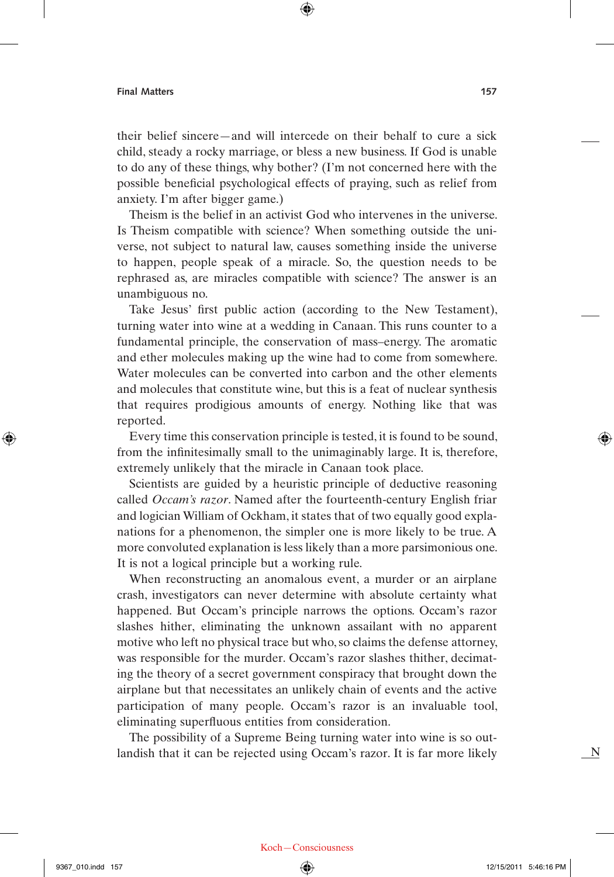their belief sincere—and will intercede on their behalf to cure a sick child, steady a rocky marriage, or bless a new business. If God is unable to do any of these things, why bother? (I'm not concerned here with the possible beneficial psychological effects of praying, such as relief from anxiety. I'm after bigger game.)

Theism is the belief in an activist God who intervenes in the universe. Is Theism compatible with science? When something outside the universe, not subject to natural law, causes something inside the universe to happen, people speak of a miracle. So, the question needs to be rephrased as, are miracles compatible with science? The answer is an unambiguous no.

Take Jesus' first public action (according to the New Testament), turning water into wine at a wedding in Canaan. This runs counter to a fundamental principle, the conservation of mass–energy. The aromatic and ether molecules making up the wine had to come from somewhere. Water molecules can be converted into carbon and the other elements and molecules that constitute wine, but this is a feat of nuclear synthesis that requires prodigious amounts of energy. Nothing like that was reported.

Every time this conservation principle is tested, it is found to be sound, from the infinitesimally small to the unimaginably large. It is, therefore, extremely unlikely that the miracle in Canaan took place.

Scientists are guided by a heuristic principle of deductive reasoning called *Occam's razor*. Named after the fourteenth-century English friar and logician William of Ockham, it states that of two equally good explanations for a phenomenon, the simpler one is more likely to be true. A more convoluted explanation is less likely than a more parsimonious one. It is not a logical principle but a working rule.

When reconstructing an anomalous event, a murder or an airplane crash, investigators can never determine with absolute certainty what happened. But Occam's principle narrows the options. Occam's razor slashes hither, eliminating the unknown assailant with no apparent motive who left no physical trace but who, so claims the defense attorney, was responsible for the murder. Occam's razor slashes thither, decimating the theory of a secret government conspiracy that brought down the airplane but that necessitates an unlikely chain of events and the active participation of many people. Occam's razor is an invaluable tool, eliminating superfluous entities from consideration.

The possibility of a Supreme Being turning water into wine is so outlandish that it can be rejected using Occam's razor. It is far more likely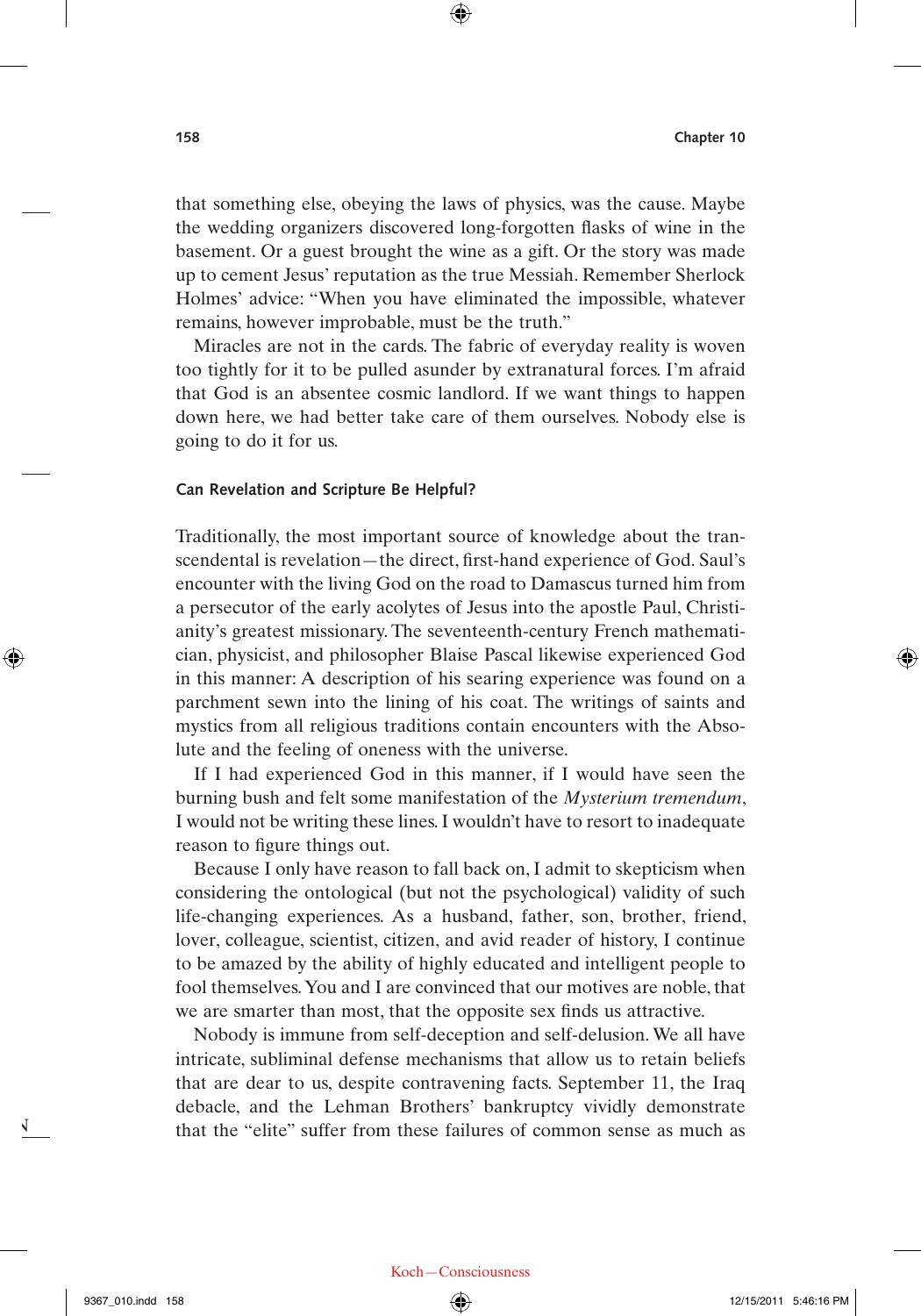that something else, obeying the laws of physics, was the cause. Maybe the wedding organizers discovered long-forgotten flasks of wine in the basement. Or a guest brought the wine as a gift. Or the story was made up to cement Jesus' reputation as the true Messiah. Remember Sherlock Holmes' advice: "When you have eliminated the impossible, whatever remains, however improbable, must be the truth."

Miracles are not in the cards. The fabric of everyday reality is woven too tightly for it to be pulled asunder by extranatural forces. I'm afraid that God is an absentee cosmic landlord. If we want things to happen down here, we had better take care of them ourselves. Nobody else is going to do it for us.

#### Can Revelation and Scripture Be Helpful?

Traditionally, the most important source of knowledge about the transcendental is revelation—the direct, first-hand experience of God. Saul's encounter with the living God on the road to Damascus turned him from a persecutor of the early acolytes of Jesus into the apostle Paul, Christianity's greatest missionary. The seventeenth-century French mathematician, physicist, and philosopher Blaise Pascal likewise experienced God in this manner: A description of his searing experience was found on a parchment sewn into the lining of his coat. The writings of saints and mystics from all religious traditions contain encounters with the Absolute and the feeling of oneness with the universe.

If I had experienced God in this manner, if I would have seen the burning bush and felt some manifestation of the *Mysterium tremendum*, I would not be writing these lines. I wouldn't have to resort to inadequate reason to figure things out.

Because I only have reason to fall back on, I admit to skepticism when considering the ontological (but not the psychological) validity of such life-changing experiences. As a husband, father, son, brother, friend, lover, colleague, scientist, citizen, and avid reader of history, I continue to be amazed by the ability of highly educated and intelligent people to fool themselves. You and I are convinced that our motives are noble, that we are smarter than most, that the opposite sex finds us attractive.

Nobody is immune from self-deception and self-delusion. We all have intricate, subliminal defense mechanisms that allow us to retain beliefs that are dear to us, despite contravening facts. September 11, the Iraq debacle, and the Lehman Brothers' bankruptcy vividly demonstrate that the "elite" suffer from these failures of common sense as much as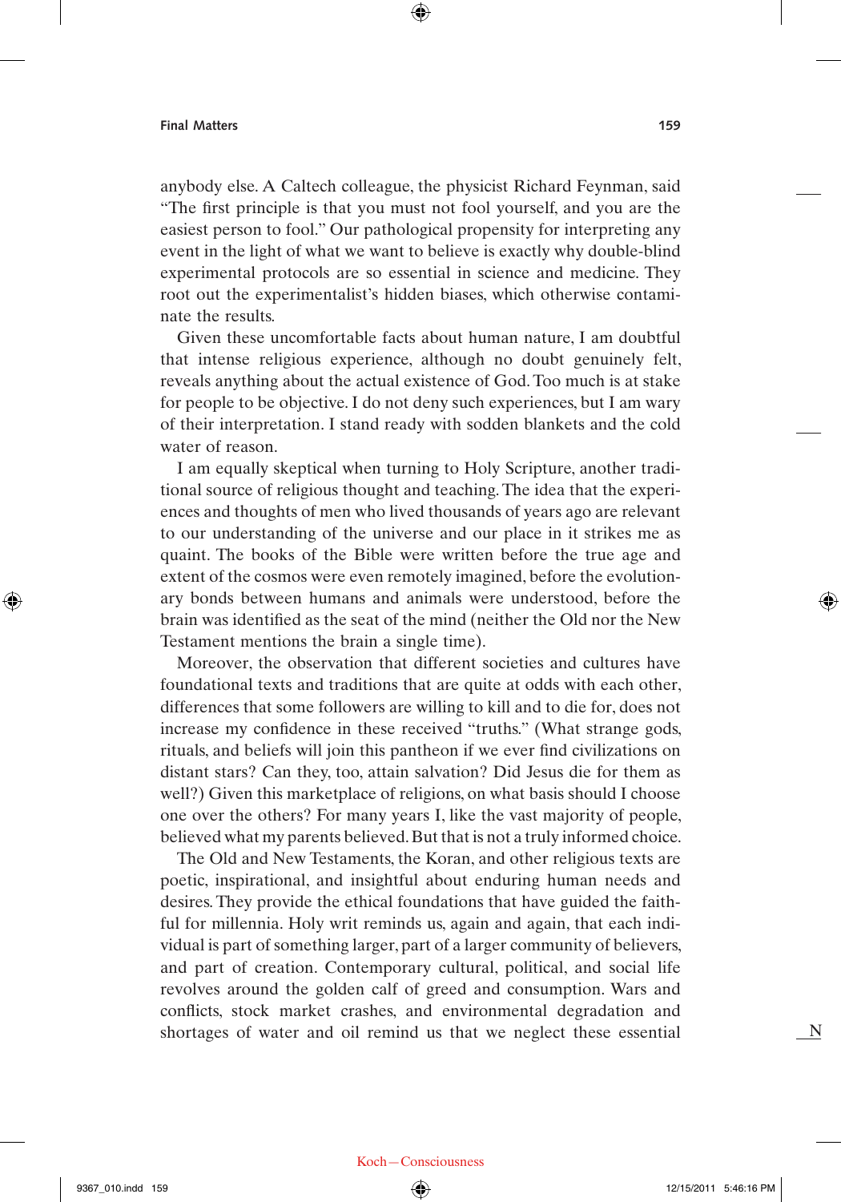anybody else. A Caltech colleague, the physicist Richard Feynman, said "The first principle is that you must not fool yourself, and you are the easiest person to fool." Our pathological propensity for interpreting any event in the light of what we want to believe is exactly why double-blind experimental protocols are so essential in science and medicine. They root out the experimentalist's hidden biases, which otherwise contaminate the results.

Given these uncomfortable facts about human nature, I am doubtful that intense religious experience, although no doubt genuinely felt, reveals anything about the actual existence of God. Too much is at stake for people to be objective. I do not deny such experiences, but I am wary of their interpretation. I stand ready with sodden blankets and the cold water of reason.

I am equally skeptical when turning to Holy Scripture, another traditional source of religious thought and teaching. The idea that the experiences and thoughts of men who lived thousands of years ago are relevant to our understanding of the universe and our place in it strikes me as quaint. The books of the Bible were written before the true age and extent of the cosmos were even remotely imagined, before the evolutionary bonds between humans and animals were understood, before the brain was identified as the seat of the mind (neither the Old nor the New Testament mentions the brain a single time).

Moreover, the observation that different societies and cultures have foundational texts and traditions that are quite at odds with each other, differences that some followers are willing to kill and to die for, does not increase my confidence in these received "truths." (What strange gods, rituals, and beliefs will join this pantheon if we ever find civilizations on distant stars? Can they, too, attain salvation? Did Jesus die for them as well?) Given this marketplace of religions, on what basis should I choose one over the others? For many years I, like the vast majority of people, believed what my parents believed. But that is not a truly informed choice.

The Old and New Testaments, the Koran, and other religious texts are poetic, inspirational, and insightful about enduring human needs and desires. They provide the ethical foundations that have guided the faithful for millennia. Holy writ reminds us, again and again, that each individual is part of something larger, part of a larger community of believers, and part of creation. Contemporary cultural, political, and social life revolves around the golden calf of greed and consumption. Wars and conflicts, stock market crashes, and environmental degradation and shortages of water and oil remind us that we neglect these essential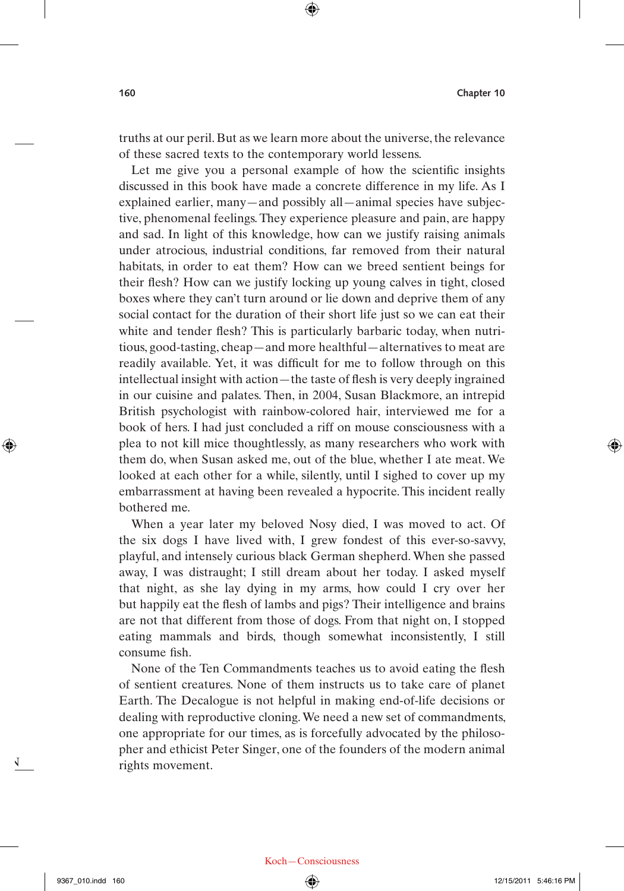truths at our peril. But as we learn more about the universe, the relevance of these sacred texts to the contemporary world lessens.

Let me give you a personal example of how the scientific insights discussed in this book have made a concrete difference in my life. As I explained earlier, many—and possibly all—animal species have subjective, phenomenal feelings. They experience pleasure and pain, are happy and sad. In light of this knowledge, how can we justify raising animals under atrocious, industrial conditions, far removed from their natural habitats, in order to eat them? How can we breed sentient beings for their flesh? How can we justify locking up young calves in tight, closed boxes where they can't turn around or lie down and deprive them of any social contact for the duration of their short life just so we can eat their white and tender flesh? This is particularly barbaric today, when nutritious, good-tasting, cheap—and more healthful—alternatives to meat are readily available. Yet, it was difficult for me to follow through on this intellectual insight with action—the taste of flesh is very deeply ingrained in our cuisine and palates. Then, in 2004, Susan Blackmore, an intrepid British psychologist with rainbow-colored hair, interviewed me for a book of hers. I had just concluded a riff on mouse consciousness with a plea to not kill mice thoughtlessly, as many researchers who work with them do, when Susan asked me, out of the blue, whether I ate meat. We looked at each other for a while, silently, until I sighed to cover up my embarrassment at having been revealed a hypocrite. This incident really bothered me.

When a year later my beloved Nosy died, I was moved to act. Of the six dogs I have lived with, I grew fondest of this ever-so-savvy, playful, and intensely curious black German shepherd. When she passed away, I was distraught; I still dream about her today. I asked myself that night, as she lay dying in my arms, how could I cry over her but happily eat the flesh of lambs and pigs? Their intelligence and brains are not that different from those of dogs. From that night on, I stopped eating mammals and birds, though somewhat inconsistently, I still consume fish.

None of the Ten Commandments teaches us to avoid eating the flesh of sentient creatures. None of them instructs us to take care of planet Earth. The Decalogue is not helpful in making end-of-life decisions or dealing with reproductive cloning. We need a new set of commandments, one appropriate for our times, as is forcefully advocated by the philosopher and ethicist Peter Singer, one of the founders of the modern animal rights movement.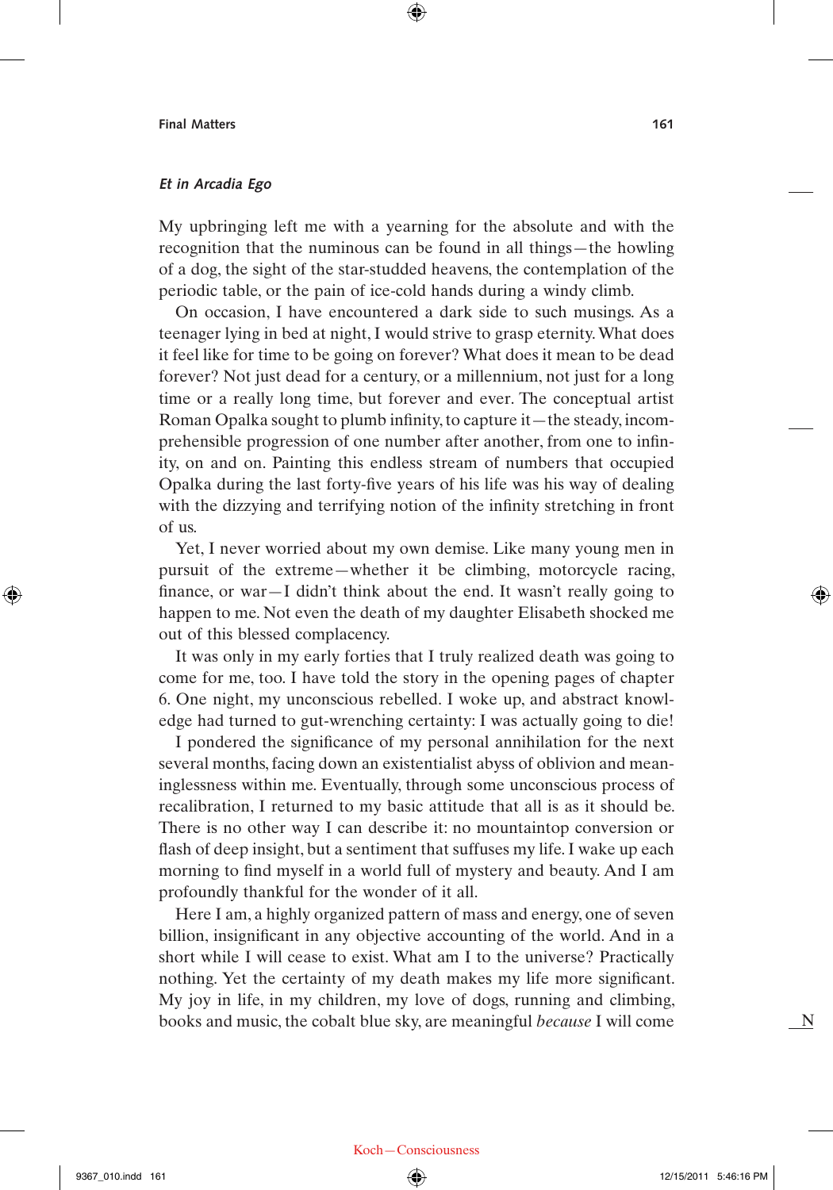### *Et in Arcadia Ego*

My upbringing left me with a yearning for the absolute and with the recognition that the numinous can be found in all things—the howling of a dog, the sight of the star-studded heavens, the contemplation of the periodic table, or the pain of ice-cold hands during a windy climb.

On occasion, I have encountered a dark side to such musings. As a teenager lying in bed at night, I would strive to grasp eternity. What does it feel like for time to be going on forever? What does it mean to be dead forever? Not just dead for a century, or a millennium, not just for a long time or a really long time, but forever and ever. The conceptual artist Roman Opalka sought to plumb infinity, to capture it—the steady, incomprehensible progression of one number after another, from one to infinity, on and on. Painting this endless stream of numbers that occupied Opalka during the last forty-five years of his life was his way of dealing with the dizzying and terrifying notion of the infinity stretching in front of us.

Yet, I never worried about my own demise. Like many young men in pursuit of the extreme—whether it be climbing, motorcycle racing, finance, or war—I didn't think about the end. It wasn't really going to happen to me. Not even the death of my daughter Elisabeth shocked me out of this blessed complacency.

It was only in my early forties that I truly realized death was going to come for me, too. I have told the story in the opening pages of chapter 6. One night, my unconscious rebelled. I woke up, and abstract knowledge had turned to gut-wrenching certainty: I was actually going to die!

I pondered the significance of my personal annihilation for the next several months, facing down an existentialist abyss of oblivion and meaninglessness within me. Eventually, through some unconscious process of recalibration, I returned to my basic attitude that all is as it should be. There is no other way I can describe it: no mountaintop conversion or flash of deep insight, but a sentiment that suffuses my life. I wake up each morning to find myself in a world full of mystery and beauty. And I am profoundly thankful for the wonder of it all.

Here I am, a highly organized pattern of mass and energy, one of seven billion, insignificant in any objective accounting of the world. And in a short while I will cease to exist. What am I to the universe? Practically nothing. Yet the certainty of my death makes my life more significant. My joy in life, in my children, my love of dogs, running and climbing, books and music, the cobalt blue sky, are meaningful *because* I will come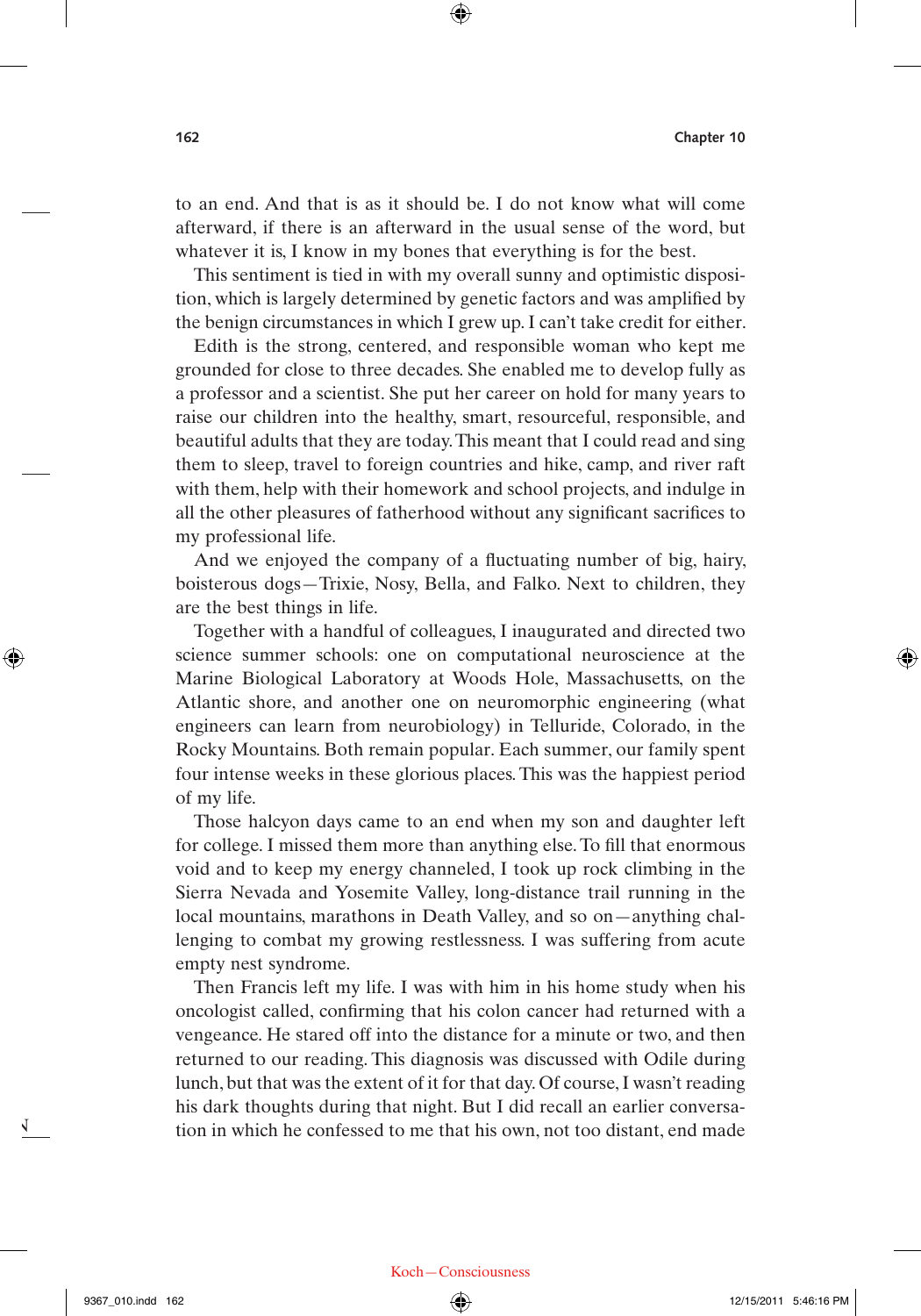to an end. And that is as it should be. I do not know what will come afterward, if there is an afterward in the usual sense of the word, but whatever it is, I know in my bones that everything is for the best.

This sentiment is tied in with my overall sunny and optimistic disposition, which is largely determined by genetic factors and was amplified by the benign circumstances in which I grew up. I can't take credit for either.

Edith is the strong, centered, and responsible woman who kept me grounded for close to three decades. She enabled me to develop fully as a professor and a scientist. She put her career on hold for many years to raise our children into the healthy, smart, resourceful, responsible, and beautiful adults that they are today. This meant that I could read and sing them to sleep, travel to foreign countries and hike, camp, and river raft with them, help with their homework and school projects, and indulge in all the other pleasures of fatherhood without any significant sacrifices to my professional life.

And we enjoyed the company of a fluctuating number of big, hairy, boisterous dogs—Trixie, Nosy, Bella, and Falko. Next to children, they are the best things in life.

Together with a handful of colleagues, I inaugurated and directed two science summer schools: one on computational neuroscience at the Marine Biological Laboratory at Woods Hole, Massachusetts, on the Atlantic shore, and another one on neuromorphic engineering (what engineers can learn from neurobiology) in Telluride, Colorado, in the Rocky Mountains. Both remain popular. Each summer, our family spent four intense weeks in these glorious places. This was the happiest period of my life.

Those halcyon days came to an end when my son and daughter left for college. I missed them more than anything else. To fill that enormous void and to keep my energy channeled, I took up rock climbing in the Sierra Nevada and Yosemite Valley, long-distance trail running in the local mountains, marathons in Death Valley, and so on—anything challenging to combat my growing restlessness. I was suffering from acute empty nest syndrome.

Then Francis left my life. I was with him in his home study when his oncologist called, confirming that his colon cancer had returned with a vengeance. He stared off into the distance for a minute or two, and then returned to our reading. This diagnosis was discussed with Odile during lunch, but that was the extent of it for that day. Of course, I wasn't reading his dark thoughts during that night. But I did recall an earlier conversation in which he confessed to me that his own, not too distant, end made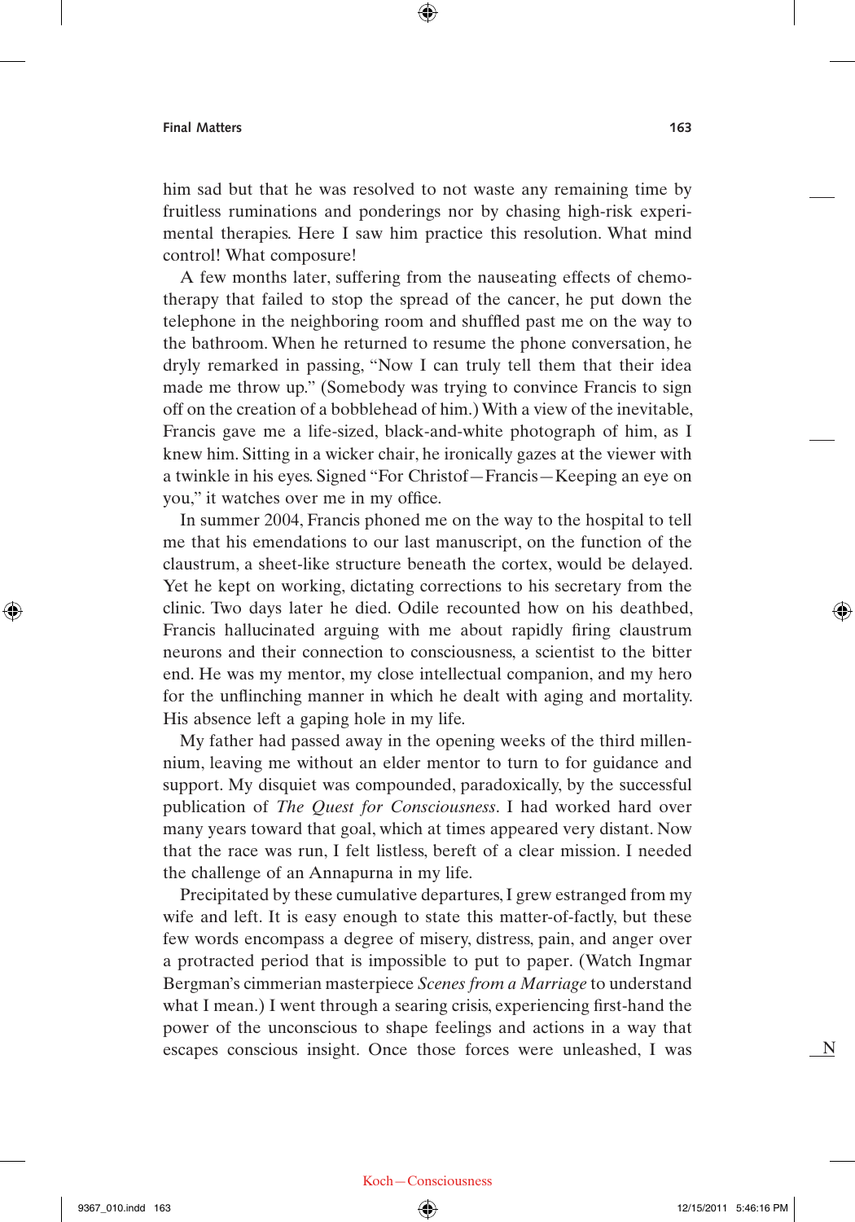him sad but that he was resolved to not waste any remaining time by fruitless ruminations and ponderings nor by chasing high-risk experimental therapies. Here I saw him practice this resolution. What mind control! What composure!

A few months later, suffering from the nauseating effects of chemotherapy that failed to stop the spread of the cancer, he put down the telephone in the neighboring room and shuffled past me on the way to the bathroom. When he returned to resume the phone conversation, he dryly remarked in passing, "Now I can truly tell them that their idea made me throw up." (Somebody was trying to convince Francis to sign off on the creation of a bobblehead of him.) With a view of the inevitable, Francis gave me a life-sized, black-and-white photograph of him, as I knew him. Sitting in a wicker chair, he ironically gazes at the viewer with a twinkle in his eyes. Signed "For Christof—Francis—Keeping an eye on you," it watches over me in my office.

In summer 2004, Francis phoned me on the way to the hospital to tell me that his emendations to our last manuscript, on the function of the claustrum, a sheet-like structure beneath the cortex, would be delayed. Yet he kept on working, dictating corrections to his secretary from the clinic. Two days later he died. Odile recounted how on his deathbed, Francis hallucinated arguing with me about rapidly firing claustrum neurons and their connection to consciousness, a scientist to the bitter end. He was my mentor, my close intellectual companion, and my hero for the unflinching manner in which he dealt with aging and mortality. His absence left a gaping hole in my life.

My father had passed away in the opening weeks of the third millennium, leaving me without an elder mentor to turn to for guidance and support. My disquiet was compounded, paradoxically, by the successful publication of *The Quest for Consciousness*. I had worked hard over many years toward that goal, which at times appeared very distant. Now that the race was run, I felt listless, bereft of a clear mission. I needed the challenge of an Annapurna in my life.

Precipitated by these cumulative departures, I grew estranged from my wife and left. It is easy enough to state this matter-of-factly, but these few words encompass a degree of misery, distress, pain, and anger over a protracted period that is impossible to put to paper. (Watch Ingmar Bergman's cimmerian masterpiece *Scenes from a Marriage* to understand what I mean.) I went through a searing crisis, experiencing first-hand the power of the unconscious to shape feelings and actions in a way that escapes conscious insight. Once those forces were unleashed, I was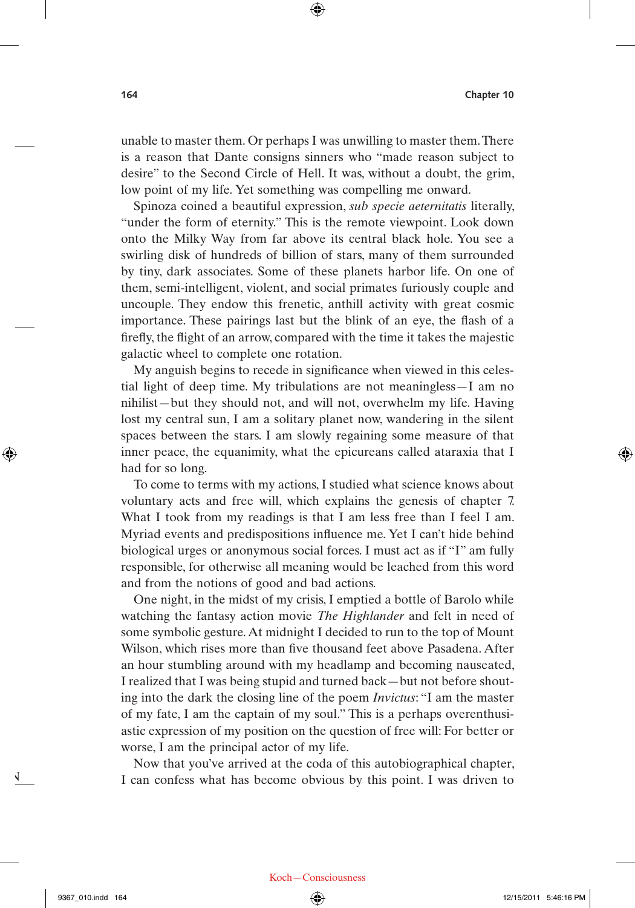unable to master them. Or perhaps I was unwilling to master them. There is a reason that Dante consigns sinners who "made reason subject to desire" to the Second Circle of Hell. It was, without a doubt, the grim, low point of my life. Yet something was compelling me onward.

Spinoza coined a beautiful expression, *sub specie aeternitatis* literally, "under the form of eternity." This is the remote viewpoint. Look down onto the Milky Way from far above its central black hole. You see a swirling disk of hundreds of billion of stars, many of them surrounded by tiny, dark associates. Some of these planets harbor life. On one of them, semi-intelligent, violent, and social primates furiously couple and uncouple. They endow this frenetic, anthill activity with great cosmic importance. These pairings last but the blink of an eye, the flash of a firefly, the flight of an arrow, compared with the time it takes the majestic galactic wheel to complete one rotation.

My anguish begins to recede in significance when viewed in this celestial light of deep time. My tribulations are not meaningless—I am no nihilist—but they should not, and will not, overwhelm my life. Having lost my central sun, I am a solitary planet now, wandering in the silent spaces between the stars. I am slowly regaining some measure of that inner peace, the equanimity, what the epicureans called ataraxia that I had for so long.

To come to terms with my actions, I studied what science knows about voluntary acts and free will, which explains the genesis of chapter 7. What I took from my readings is that I am less free than I feel I am. Myriad events and predispositions influence me. Yet I can't hide behind biological urges or anonymous social forces. I must act as if "I" am fully responsible, for otherwise all meaning would be leached from this word and from the notions of good and bad actions.

One night, in the midst of my crisis, I emptied a bottle of Barolo while watching the fantasy action movie *The Highlander* and felt in need of some symbolic gesture. At midnight I decided to run to the top of Mount Wilson, which rises more than five thousand feet above Pasadena. After an hour stumbling around with my headlamp and becoming nauseated, I realized that I was being stupid and turned back—but not before shouting into the dark the closing line of the poem *Invictus*: "I am the master of my fate, I am the captain of my soul." This is a perhaps overenthusiastic expression of my position on the question of free will: For better or worse, I am the principal actor of my life.

Now that you've arrived at the coda of this autobiographical chapter, I can confess what has become obvious by this point. I was driven to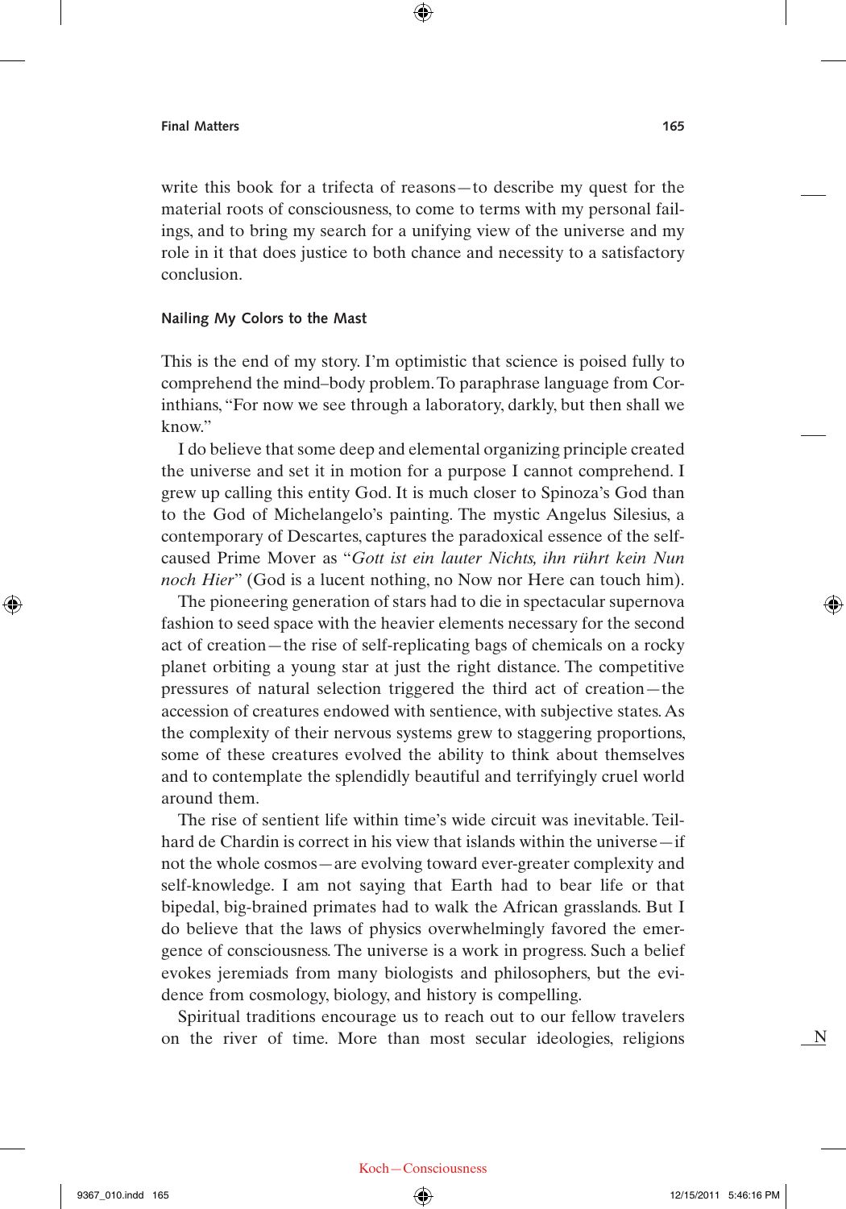write this book for a trifecta of reasons—to describe my quest for the material roots of consciousness, to come to terms with my personal failings, and to bring my search for a unifying view of the universe and my role in it that does justice to both chance and necessity to a satisfactory conclusion.

### Nailing My Colors to the Mast

This is the end of my story. I'm optimistic that science is poised fully to comprehend the mind–body problem. To paraphrase language from Corinthians, "For now we see through a laboratory, darkly, but then shall we know."

I do believe that some deep and elemental organizing principle created the universe and set it in motion for a purpose I cannot comprehend. I grew up calling this entity God. It is much closer to Spinoza's God than to the God of Michelangelo's painting. The mystic Angelus Silesius, a contemporary of Descartes, captures the paradoxical essence of the self-caused Prime Mover as "*Gott ist ein lauter Nichts, ihn rührt kein Nun noch Hier*" (God is a lucent nothing, no Now nor Here can touch him).

The pioneering generation of stars had to die in spectacular supernova fashion to seed space with the heavier elements necessary for the second act of creation—the rise of self-replicating bags of chemicals on a rocky planet orbiting a young star at just the right distance. The competitive pressures of natural selection triggered the third act of creation—the accession of creatures endowed with sentience, with subjective states. As the complexity of their nervous systems grew to staggering proportions, some of these creatures evolved the ability to think about themselves and to contemplate the splendidly beautiful and terrifyingly cruel world around them.

The rise of sentient life within time's wide circuit was inevitable. Teilhard de Chardin is correct in his view that islands within the universe—if not the whole cosmos—are evolving toward ever-greater complexity and self-knowledge. I am not saying that Earth had to bear life or that bipedal, big-brained primates had to walk the African grasslands. But I do believe that the laws of physics overwhelmingly favored the emergence of consciousness. The universe is a work in progress. Such a belief evokes jeremiads from many biologists and philosophers, but the evidence from cosmology, biology, and history is compelling.

Spiritual traditions encourage us to reach out to our fellow travelers on the river of time. More than most secular ideologies, religions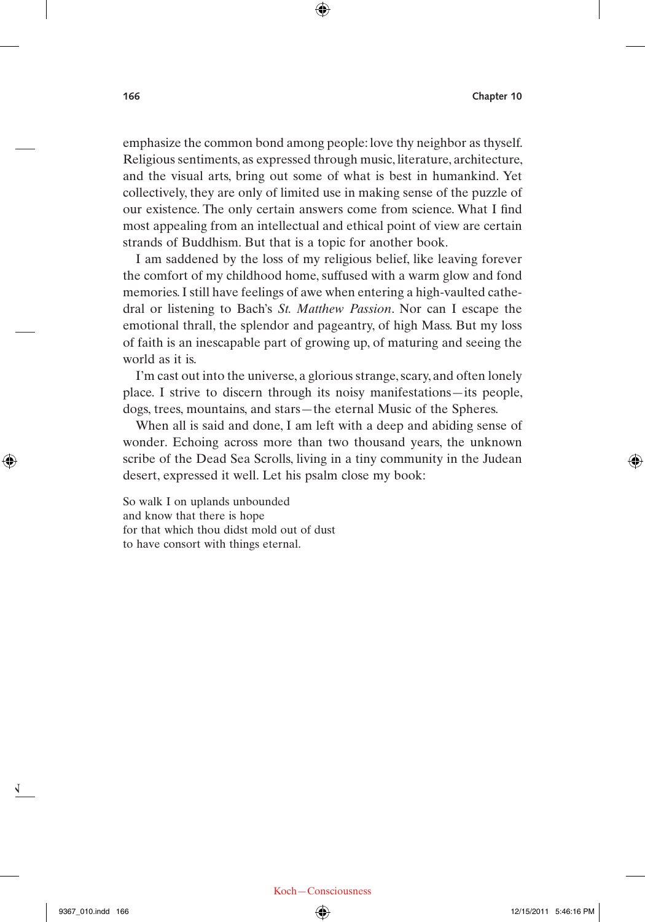emphasize the common bond among people: love thy neighbor as thyself. Religious sentiments, as expressed through music, literature, architecture, and the visual arts, bring out some of what is best in humankind. Yet collectively, they are only of limited use in making sense of the puzzle of our existence. The only certain answers come from science. What I find most appealing from an intellectual and ethical point of view are certain strands of Buddhism. But that is a topic for another book.

I am saddened by the loss of my religious belief, like leaving forever the comfort of my childhood home, suffused with a warm glow and fond memories. I still have feelings of awe when entering a high-vaulted cathedral or listening to Bach's *St. Matthew Passion*. Nor can I escape the emotional thrall, the splendor and pageantry, of high Mass. But my loss of faith is an inescapable part of growing up, of maturing and seeing the world as it is.

I'm cast out into the universe, a glorious strange, scary, and often lonely place. I strive to discern through its noisy manifestations—its people, dogs, trees, mountains, and stars—the eternal Music of the Spheres.

When all is said and done, I am left with a deep and abiding sense of wonder. Echoing across more than two thousand years, the unknown scribe of the Dead Sea Scrolls, living in a tiny community in the Judean desert, expressed it well. Let his psalm close my book:

So walk I on uplands unbounded  
and know that there is hope  
for that which thou didst mold out of dust  
to have consort with things eternal.